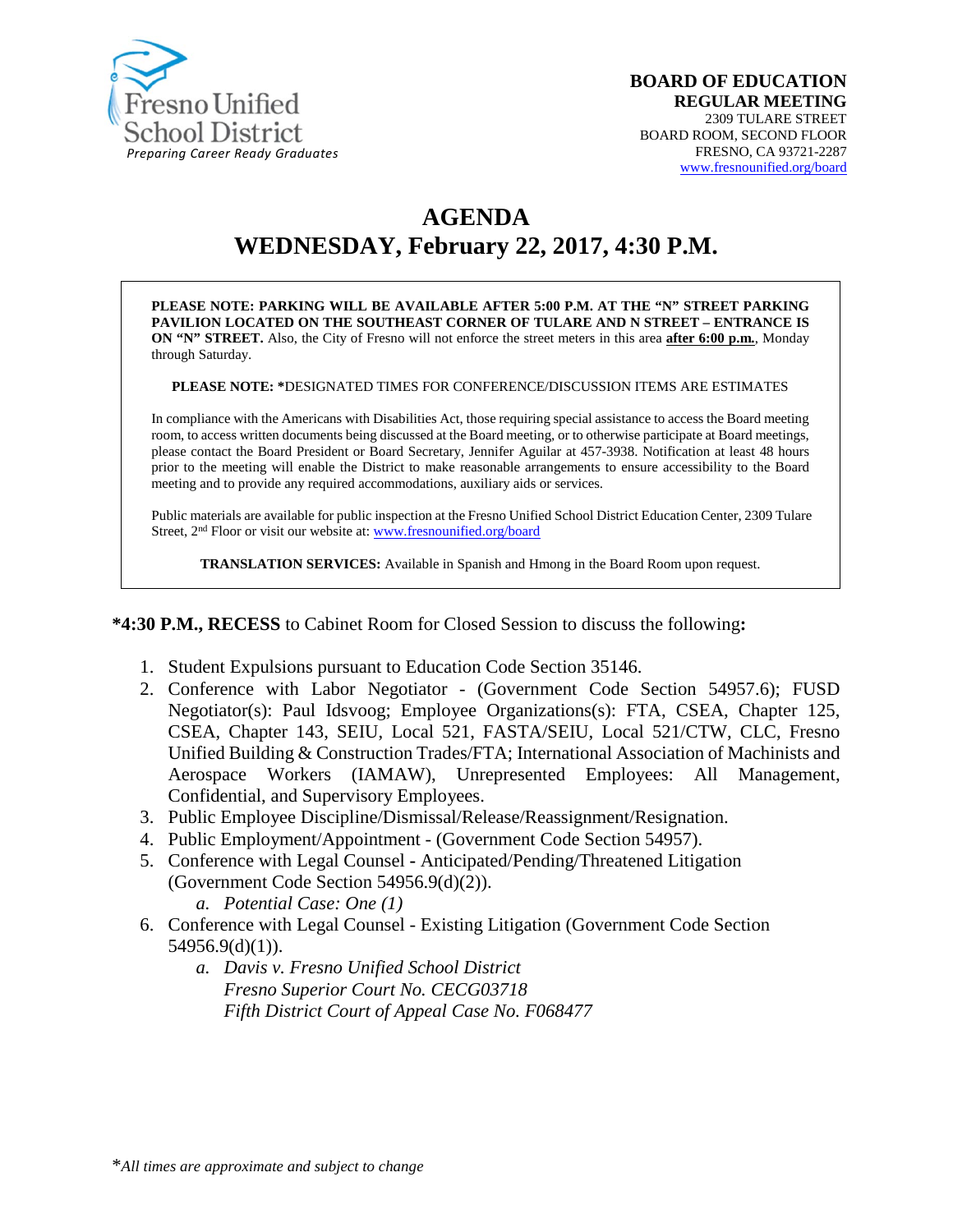Fresno Unified School District
*Preparing Career Ready Graduates*

**BOARD OF EDUCATION**
**REGULAR MEETING**
2309 TULARE STREET
BOARD ROOM, SECOND FLOOR
FRESNO, CA 93721-2287
www.fresnounified.org/board

# AGENDA
# WEDNESDAY, February 22, 2017, 4:30 P.M.

**PLEASE NOTE: PARKING WILL BE AVAILABLE AFTER 5:00 P.M. AT THE "N" STREET PARKING PAVILION LOCATED ON THE SOUTHEAST CORNER OF TULARE AND N STREET – ENTRANCE IS ON "N" STREET.** Also, the City of Fresno will not enforce the street meters in this area **after 6:00 p.m.**, Monday through Saturday.

**PLEASE NOTE: ***DESIGNATED TIMES FOR CONFERENCE/DISCUSSION ITEMS ARE ESTIMATES

In compliance with the Americans with Disabilities Act, those requiring special assistance to access the Board meeting room, to access written documents being discussed at the Board meeting, or to otherwise participate at Board meetings, please contact the Board President or Board Secretary, Jennifer Aguilar at 457-3938. Notification at least 48 hours prior to the meeting will enable the District to make reasonable arrangements to ensure accessibility to the Board meeting and to provide any required accommodations, auxiliary aids or services.

Public materials are available for public inspection at the Fresno Unified School District Education Center, 2309 Tulare Street, 2nd Floor or visit our website at: www.fresnounified.org/board

**TRANSLATION SERVICES:** Available in Spanish and Hmong in the Board Room upon request.

**\*4:30 P.M., RECESS** to Cabinet Room for Closed Session to discuss the following**:**

1. Student Expulsions pursuant to Education Code Section 35146.
2. Conference with Labor Negotiator - (Government Code Section 54957.6); FUSD Negotiator(s): Paul Idsvoog; Employee Organizations(s): FTA, CSEA, Chapter 125, CSEA, Chapter 143, SEIU, Local 521, FASTA/SEIU, Local 521/CTW, CLC, Fresno Unified Building & Construction Trades/FTA; International Association of Machinists and Aerospace Workers (IAMAW), Unrepresented Employees: All Management, Confidential, and Supervisory Employees.
3. Public Employee Discipline/Dismissal/Release/Reassignment/Resignation.
4. Public Employment/Appointment - (Government Code Section 54957).
5. Conference with Legal Counsel - Anticipated/Pending/Threatened Litigation (Government Code Section 54956.9(d)(2)).
   a. *Potential Case: One (1)*
6. Conference with Legal Counsel - Existing Litigation (Government Code Section 54956.9(d)(1)).
   a. *Davis v. Fresno Unified School District*
      *Fresno Superior Court No. CECG03718*
      *Fifth District Court of Appeal Case No. F068477*

\**All times are approximate and subject to change*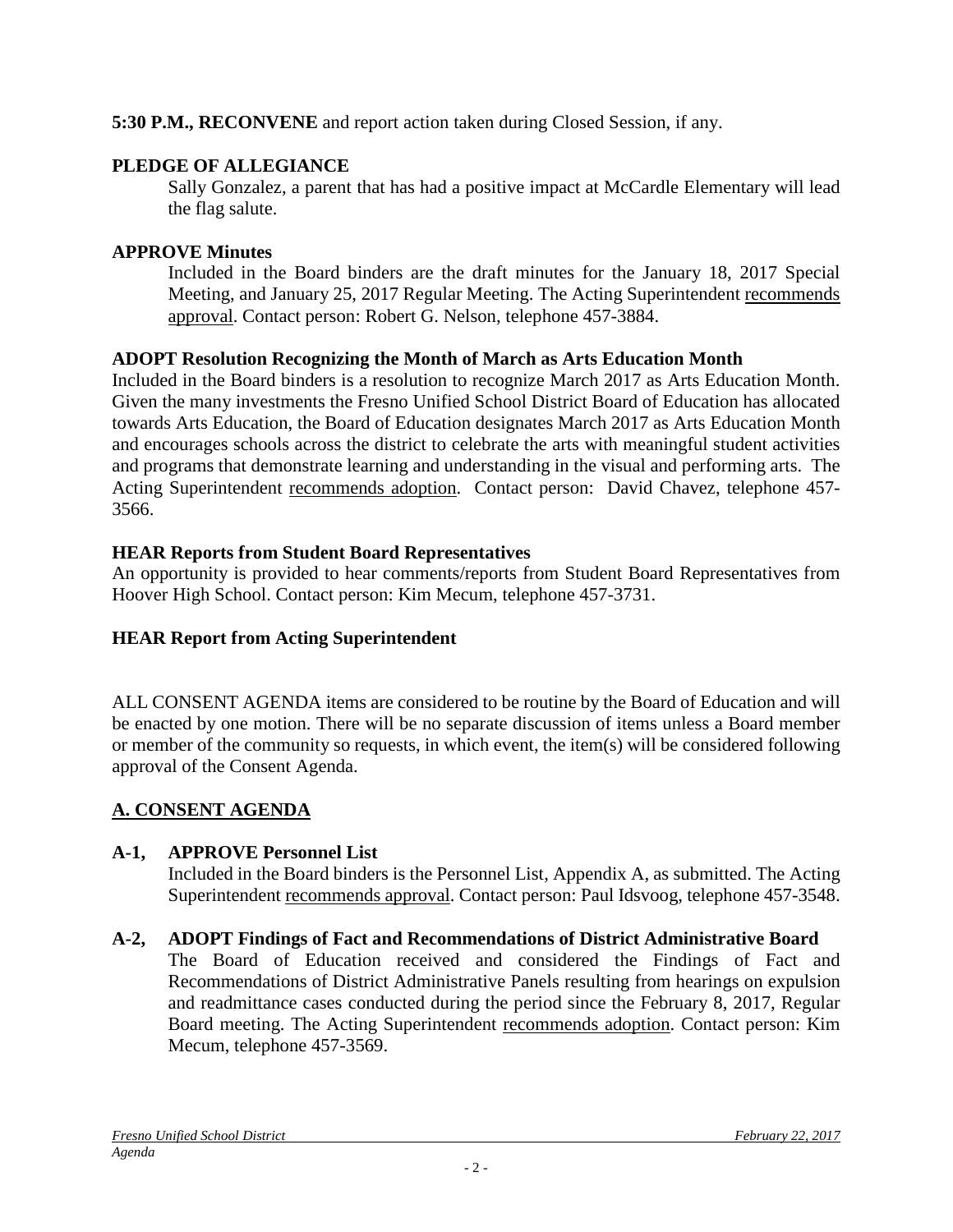**5:30 P.M., RECONVENE** and report action taken during Closed Session, if any.

**PLEDGE OF ALLEGIANCE**

Sally Gonzalez, a parent that has had a positive impact at McCardle Elementary will lead the flag salute.

**APPROVE Minutes**

Included in the Board binders are the draft minutes for the January 18, 2017 Special Meeting, and January 25, 2017 Regular Meeting. The Acting Superintendent recommends approval. Contact person: Robert G. Nelson, telephone 457-3884.

**ADOPT Resolution Recognizing the Month of March as Arts Education Month**

Included in the Board binders is a resolution to recognize March 2017 as Arts Education Month. Given the many investments the Fresno Unified School District Board of Education has allocated towards Arts Education, the Board of Education designates March 2017 as Arts Education Month and encourages schools across the district to celebrate the arts with meaningful student activities and programs that demonstrate learning and understanding in the visual and performing arts. The Acting Superintendent recommends adoption. Contact person: David Chavez, telephone 457-3566.

**HEAR Reports from Student Board Representatives**

An opportunity is provided to hear comments/reports from Student Board Representatives from Hoover High School. Contact person: Kim Mecum, telephone 457-3731.

**HEAR Report from Acting Superintendent**

ALL CONSENT AGENDA items are considered to be routine by the Board of Education and will be enacted by one motion. There will be no separate discussion of items unless a Board member or member of the community so requests, in which event, the item(s) will be considered following approval of the Consent Agenda.

## A. CONSENT AGENDA

**A-1, APPROVE Personnel List**

Included in the Board binders is the Personnel List, Appendix A, as submitted. The Acting Superintendent recommends approval. Contact person: Paul Idsvoog, telephone 457-3548.

**A-2, ADOPT Findings of Fact and Recommendations of District Administrative Board**

The Board of Education received and considered the Findings of Fact and Recommendations of District Administrative Panels resulting from hearings on expulsion and readmittance cases conducted during the period since the February 8, 2017, Regular Board meeting. The Acting Superintendent recommends adoption. Contact person: Kim Mecum, telephone 457-3569.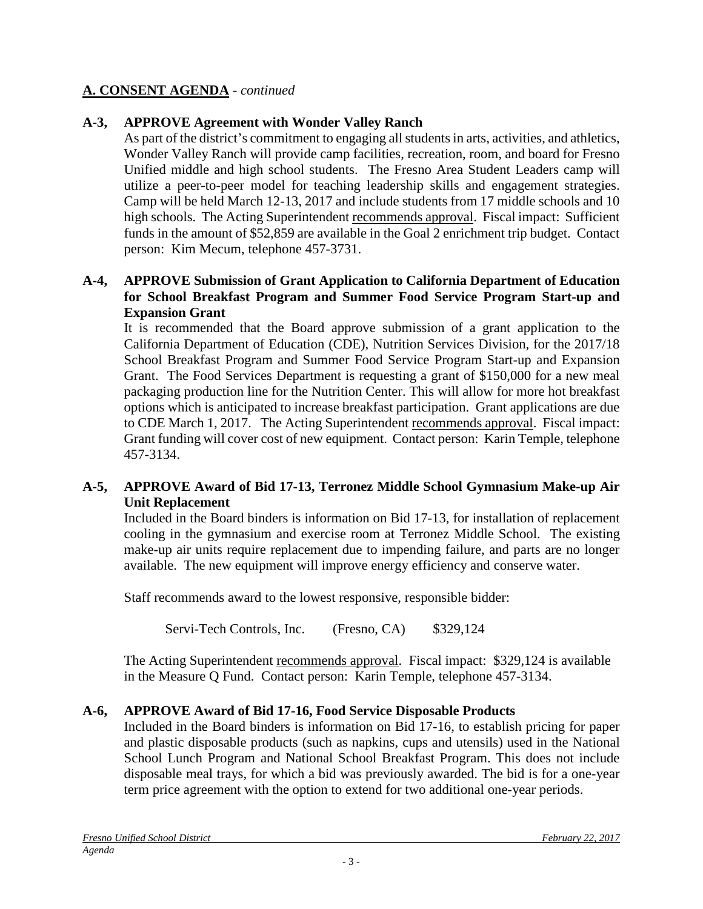## A. CONSENT AGENDA - *continued*

### A-3, APPROVE Agreement with Wonder Valley Ranch

As part of the district's commitment to engaging all students in arts, activities, and athletics, Wonder Valley Ranch will provide camp facilities, recreation, room, and board for Fresno Unified middle and high school students. The Fresno Area Student Leaders camp will utilize a peer-to-peer model for teaching leadership skills and engagement strategies. Camp will be held March 12-13, 2017 and include students from 17 middle schools and 10 high schools. The Acting Superintendent recommends approval. Fiscal impact: Sufficient funds in the amount of $52,859 are available in the Goal 2 enrichment trip budget. Contact person: Kim Mecum, telephone 457-3731.

### A-4, APPROVE Submission of Grant Application to California Department of Education for School Breakfast Program and Summer Food Service Program Start-up and Expansion Grant

It is recommended that the Board approve submission of a grant application to the California Department of Education (CDE), Nutrition Services Division, for the 2017/18 School Breakfast Program and Summer Food Service Program Start-up and Expansion Grant. The Food Services Department is requesting a grant of $150,000 for a new meal packaging production line for the Nutrition Center. This will allow for more hot breakfast options which is anticipated to increase breakfast participation. Grant applications are due to CDE March 1, 2017. The Acting Superintendent recommends approval. Fiscal impact: Grant funding will cover cost of new equipment. Contact person: Karin Temple, telephone 457-3134.

### A-5, APPROVE Award of Bid 17-13, Terronez Middle School Gymnasium Make-up Air Unit Replacement

Included in the Board binders is information on Bid 17-13, for installation of replacement cooling in the gymnasium and exercise room at Terronez Middle School. The existing make-up air units require replacement due to impending failure, and parts are no longer available. The new equipment will improve energy efficiency and conserve water.

Staff recommends award to the lowest responsive, responsible bidder:

Servi-Tech Controls, Inc. (Fresno, CA) $329,124

The Acting Superintendent recommends approval. Fiscal impact: $329,124 is available in the Measure Q Fund. Contact person: Karin Temple, telephone 457-3134.

### A-6, APPROVE Award of Bid 17-16, Food Service Disposable Products

Included in the Board binders is information on Bid 17-16, to establish pricing for paper and plastic disposable products (such as napkins, cups and utensils) used in the National School Lunch Program and National School Breakfast Program. This does not include disposable meal trays, for which a bid was previously awarded. The bid is for a one-year term price agreement with the option to extend for two additional one-year periods.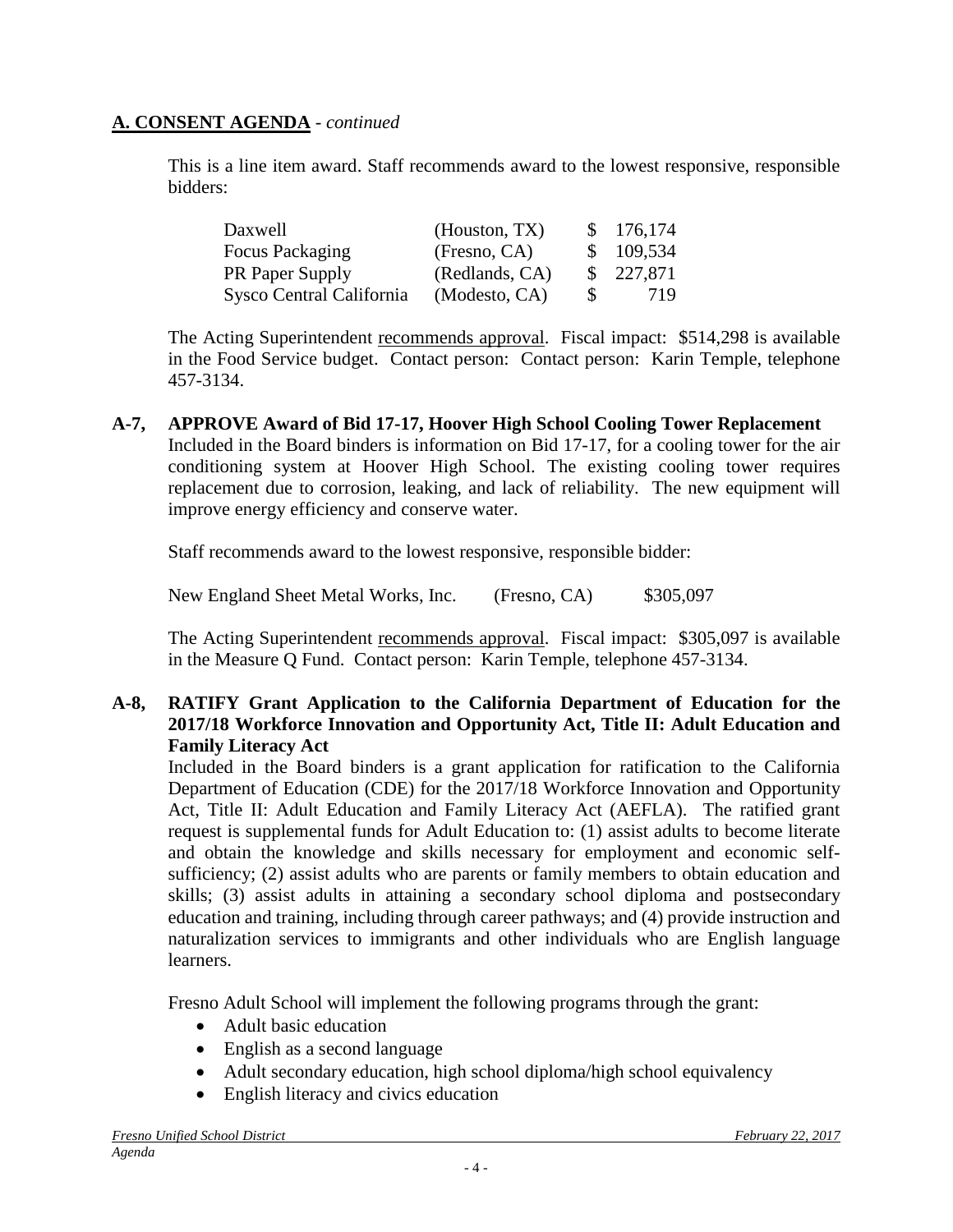## A. CONSENT AGENDA - *continued*

This is a line item award. Staff recommends award to the lowest responsive, responsible bidders:

| | | |
|---|---|---|
| Daxwell | (Houston, TX) | $ 176,174 |
| Focus Packaging | (Fresno, CA) | $ 109,534 |
| PR Paper Supply | (Redlands, CA) | $ 227,871 |
| Sysco Central California | (Modesto, CA) | $ 719 |

The Acting Superintendent recommends approval. Fiscal impact: $514,298 is available in the Food Service budget. Contact person: Contact person: Karin Temple, telephone 457-3134.

**A-7, APPROVE Award of Bid 17-17, Hoover High School Cooling Tower Replacement**

Included in the Board binders is information on Bid 17-17, for a cooling tower for the air conditioning system at Hoover High School. The existing cooling tower requires replacement due to corrosion, leaking, and lack of reliability. The new equipment will improve energy efficiency and conserve water.

Staff recommends award to the lowest responsive, responsible bidder:

New England Sheet Metal Works, Inc. (Fresno, CA) $305,097

The Acting Superintendent recommends approval. Fiscal impact: $305,097 is available in the Measure Q Fund. Contact person: Karin Temple, telephone 457-3134.

**A-8, RATIFY Grant Application to the California Department of Education for the 2017/18 Workforce Innovation and Opportunity Act, Title II: Adult Education and Family Literacy Act**

Included in the Board binders is a grant application for ratification to the California Department of Education (CDE) for the 2017/18 Workforce Innovation and Opportunity Act, Title II: Adult Education and Family Literacy Act (AEFLA). The ratified grant request is supplemental funds for Adult Education to: (1) assist adults to become literate and obtain the knowledge and skills necessary for employment and economic self-sufficiency; (2) assist adults who are parents or family members to obtain education and skills; (3) assist adults in attaining a secondary school diploma and postsecondary education and training, including through career pathways; and (4) provide instruction and naturalization services to immigrants and other individuals who are English language learners.

Fresno Adult School will implement the following programs through the grant:

- Adult basic education
- English as a second language
- Adult secondary education, high school diploma/high school equivalency
- English literacy and civics education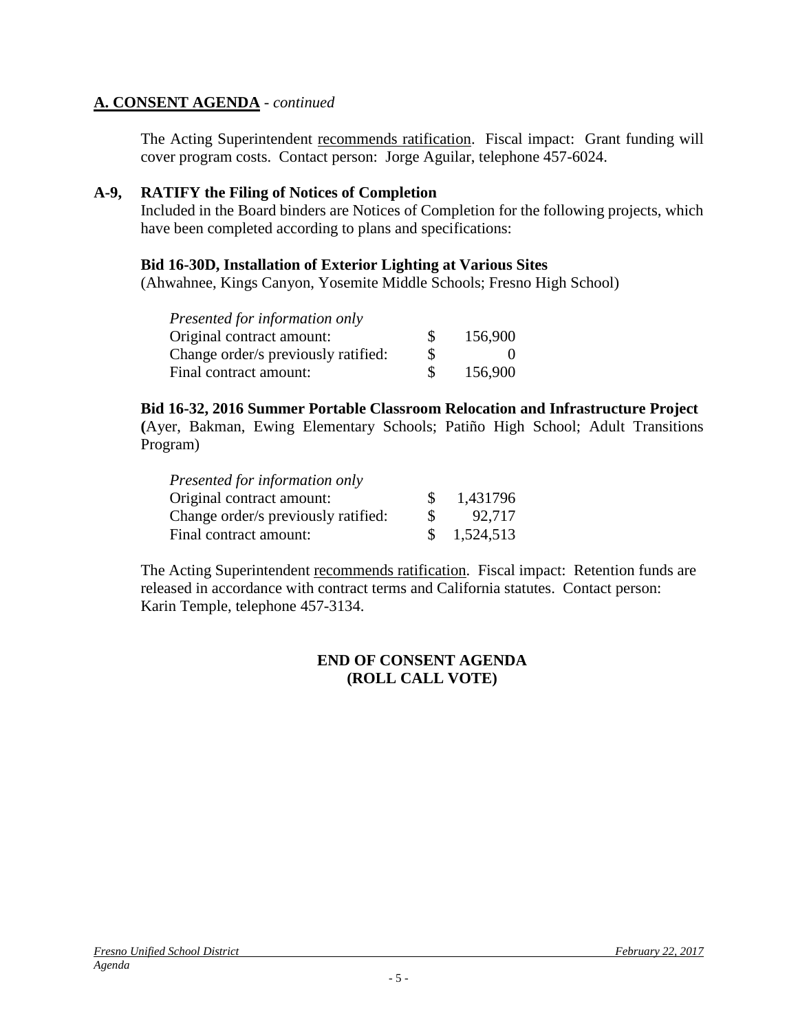## A. CONSENT AGENDA - *continued*

The Acting Superintendent recommends ratification. Fiscal impact: Grant funding will cover program costs. Contact person: Jorge Aguilar, telephone 457-6024.

**A-9, RATIFY the Filing of Notices of Completion**

Included in the Board binders are Notices of Completion for the following projects, which have been completed according to plans and specifications:

**Bid 16-30D, Installation of Exterior Lighting at Various Sites**
(Ahwahnee, Kings Canyon, Yosemite Middle Schools; Fresno High School)

| *Presented for information only* | | |
|---|---|---|
| Original contract amount: | $ | 156,900 |
| Change order/s previously ratified: | $ | 0 |
| Final contract amount: | $ | 156,900 |

**Bid 16-32, 2016 Summer Portable Classroom Relocation and Infrastructure Project**
**(**Ayer, Bakman, Ewing Elementary Schools; Patiño High School; Adult Transitions Program)

| *Presented for information only* | | |
|---|---|---|
| Original contract amount: | $ | 1,431796 |
| Change order/s previously ratified: | $ | 92,717 |
| Final contract amount: | $ | 1,524,513 |

The Acting Superintendent recommends ratification. Fiscal impact: Retention funds are released in accordance with contract terms and California statutes. Contact person: Karin Temple, telephone 457-3134.

**END OF CONSENT AGENDA**
**(ROLL CALL VOTE)**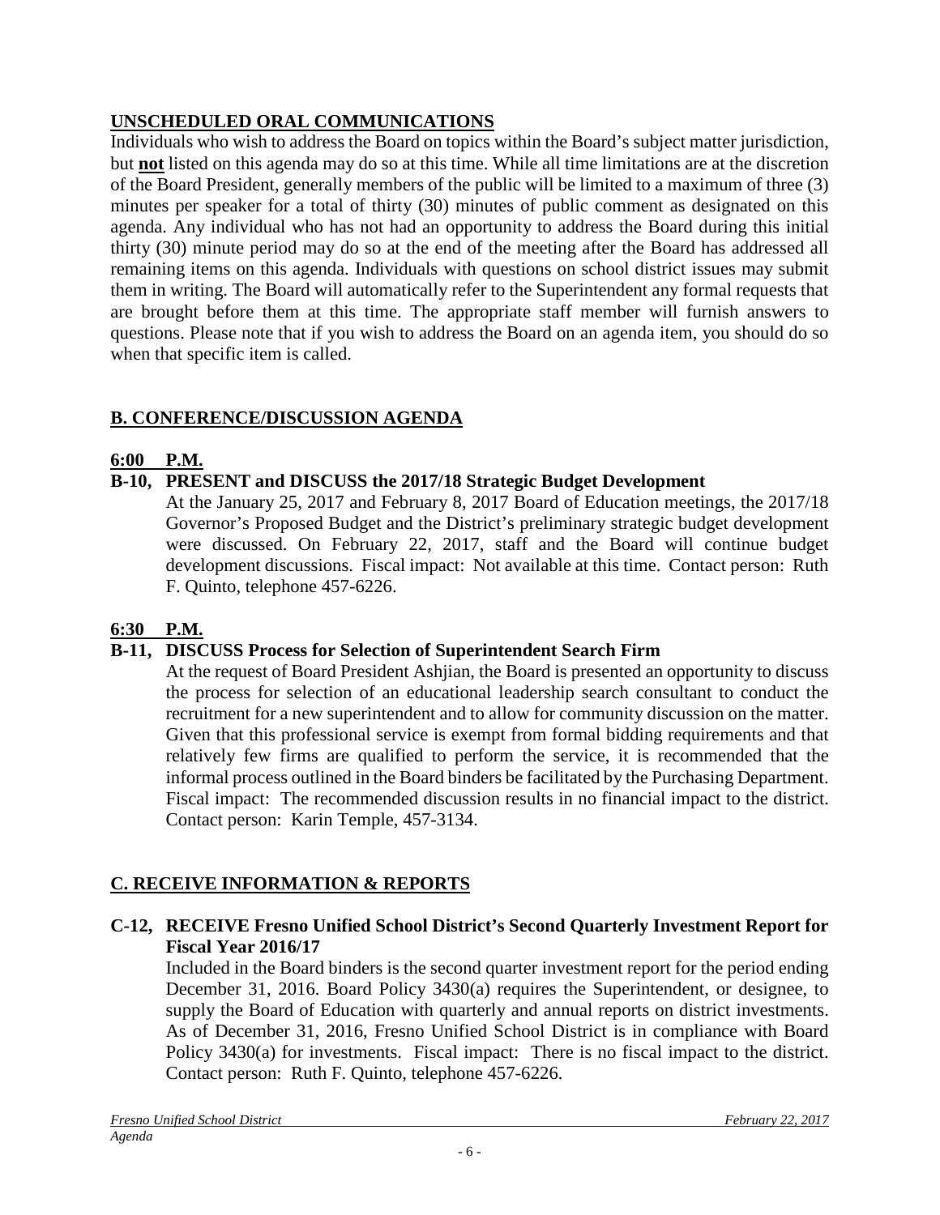## UNSCHEDULED ORAL COMMUNICATIONS

Individuals who wish to address the Board on topics within the Board's subject matter jurisdiction, but **not** listed on this agenda may do so at this time. While all time limitations are at the discretion of the Board President, generally members of the public will be limited to a maximum of three (3) minutes per speaker for a total of thirty (30) minutes of public comment as designated on this agenda. Any individual who has not had an opportunity to address the Board during this initial thirty (30) minute period may do so at the end of the meeting after the Board has addressed all remaining items on this agenda. Individuals with questions on school district issues may submit them in writing. The Board will automatically refer to the Superintendent any formal requests that are brought before them at this time. The appropriate staff member will furnish answers to questions. Please note that if you wish to address the Board on an agenda item, you should do so when that specific item is called.

## B. CONFERENCE/DISCUSSION AGENDA

### 6:00 P.M.

**B-10, PRESENT and DISCUSS the 2017/18 Strategic Budget Development**

At the January 25, 2017 and February 8, 2017 Board of Education meetings, the 2017/18 Governor's Proposed Budget and the District's preliminary strategic budget development were discussed. On February 22, 2017, staff and the Board will continue budget development discussions. Fiscal impact: Not available at this time. Contact person: Ruth F. Quinto, telephone 457-6226.

### 6:30 P.M.

**B-11, DISCUSS Process for Selection of Superintendent Search Firm**

At the request of Board President Ashjian, the Board is presented an opportunity to discuss the process for selection of an educational leadership search consultant to conduct the recruitment for a new superintendent and to allow for community discussion on the matter. Given that this professional service is exempt from formal bidding requirements and that relatively few firms are qualified to perform the service, it is recommended that the informal process outlined in the Board binders be facilitated by the Purchasing Department. Fiscal impact: The recommended discussion results in no financial impact to the district. Contact person: Karin Temple, 457-3134.

## C. RECEIVE INFORMATION & REPORTS

**C-12, RECEIVE Fresno Unified School District's Second Quarterly Investment Report for Fiscal Year 2016/17**

Included in the Board binders is the second quarter investment report for the period ending December 31, 2016. Board Policy 3430(a) requires the Superintendent, or designee, to supply the Board of Education with quarterly and annual reports on district investments. As of December 31, 2016, Fresno Unified School District is in compliance with Board Policy 3430(a) for investments. Fiscal impact: There is no fiscal impact to the district. Contact person: Ruth F. Quinto, telephone 457-6226.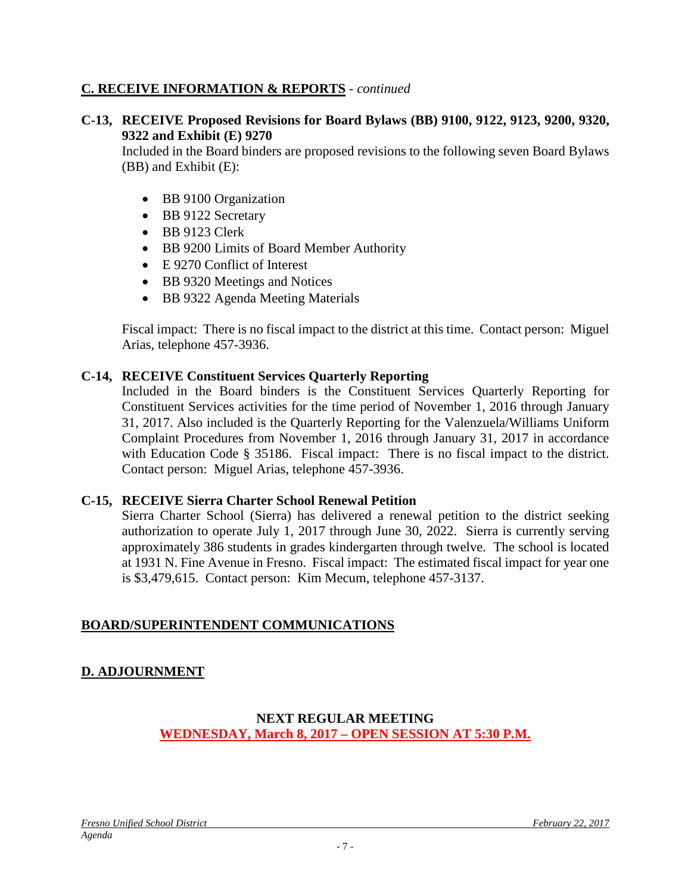## C. RECEIVE INFORMATION & REPORTS - *continued*

**C-13, RECEIVE Proposed Revisions for Board Bylaws (BB) 9100, 9122, 9123, 9200, 9320, 9322 and Exhibit (E) 9270**

Included in the Board binders are proposed revisions to the following seven Board Bylaws (BB) and Exhibit (E):

- BB 9100 Organization
- BB 9122 Secretary
- BB 9123 Clerk
- BB 9200 Limits of Board Member Authority
- E 9270 Conflict of Interest
- BB 9320 Meetings and Notices
- BB 9322 Agenda Meeting Materials

Fiscal impact: There is no fiscal impact to the district at this time. Contact person: Miguel Arias, telephone 457-3936.

**C-14, RECEIVE Constituent Services Quarterly Reporting**

Included in the Board binders is the Constituent Services Quarterly Reporting for Constituent Services activities for the time period of November 1, 2016 through January 31, 2017. Also included is the Quarterly Reporting for the Valenzuela/Williams Uniform Complaint Procedures from November 1, 2016 through January 31, 2017 in accordance with Education Code § 35186. Fiscal impact: There is no fiscal impact to the district. Contact person: Miguel Arias, telephone 457-3936.

**C-15, RECEIVE Sierra Charter School Renewal Petition**

Sierra Charter School (Sierra) has delivered a renewal petition to the district seeking authorization to operate July 1, 2017 through June 30, 2022. Sierra is currently serving approximately 386 students in grades kindergarten through twelve. The school is located at 1931 N. Fine Avenue in Fresno. Fiscal impact: The estimated fiscal impact for year one is $3,479,615. Contact person: Kim Mecum, telephone 457-3137.

## BOARD/SUPERINTENDENT COMMUNICATIONS

## D. ADJOURNMENT

**NEXT REGULAR MEETING**

**WEDNESDAY, March 8, 2017 – OPEN SESSION AT 5:30 P.M.**